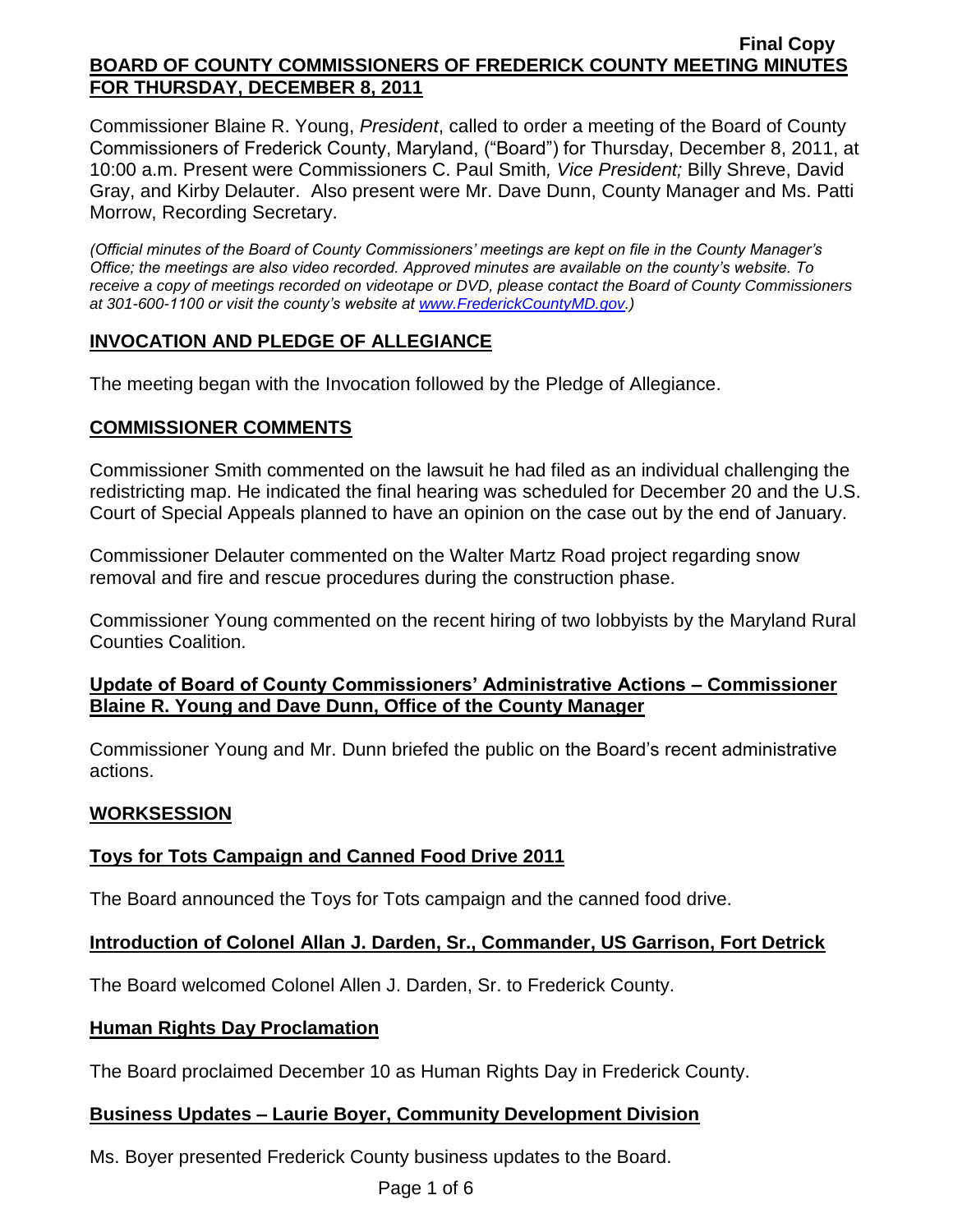**Final Copy**

**BOARD OF COUNTY COMMISSIONERS OF FREDERICK COUNTY MEETING MINUTES FOR THURSDAY, DECEMBER 8, 2011**

Commissioner Blaine R. Young, *President*, called to order a meeting of the Board of County Commissioners of Frederick County, Maryland, ("Board") for Thursday, December 8, 2011, at 10:00 a.m. Present were Commissioners C. Paul Smith*, Vice President;* Billy Shreve, David Gray, and Kirby Delauter. Also present were Mr. Dave Dunn, County Manager and Ms. Patti Morrow, Recording Secretary.

*(Official minutes of the Board of County Commissioners' meetings are kept on file in the County Manager's Office; the meetings are also video recorded. Approved minutes are available on the county's website. To receive a copy of meetings recorded on videotape or DVD, please contact the Board of County Commissioners at 301-600-1100 or visit the county's website at www.FrederickCountyMD.gov.)*

## INVOCATION AND PLEDGE OF ALLEGIANCE

The meeting began with the Invocation followed by the Pledge of Allegiance.

## COMMISSIONER COMMENTS

Commissioner Smith commented on the lawsuit he had filed as an individual challenging the redistricting map. He indicated the final hearing was scheduled for December 20 and the U.S. Court of Special Appeals planned to have an opinion on the case out by the end of January.

Commissioner Delauter commented on the Walter Martz Road project regarding snow removal and fire and rescue procedures during the construction phase.

Commissioner Young commented on the recent hiring of two lobbyists by the Maryland Rural Counties Coalition.

## Update of Board of County Commissioners' Administrative Actions – Commissioner Blaine R. Young and Dave Dunn, Office of the County Manager

Commissioner Young and Mr. Dunn briefed the public on the Board's recent administrative actions.

## WORKSESSION

### Toys for Tots Campaign and Canned Food Drive 2011

The Board announced the Toys for Tots campaign and the canned food drive.

### Introduction of Colonel Allan J. Darden, Sr., Commander, US Garrison, Fort Detrick

The Board welcomed Colonel Allen J. Darden, Sr. to Frederick County.

### Human Rights Day Proclamation

The Board proclaimed December 10 as Human Rights Day in Frederick County.

### Business Updates – Laurie Boyer, Community Development Division

Ms. Boyer presented Frederick County business updates to the Board.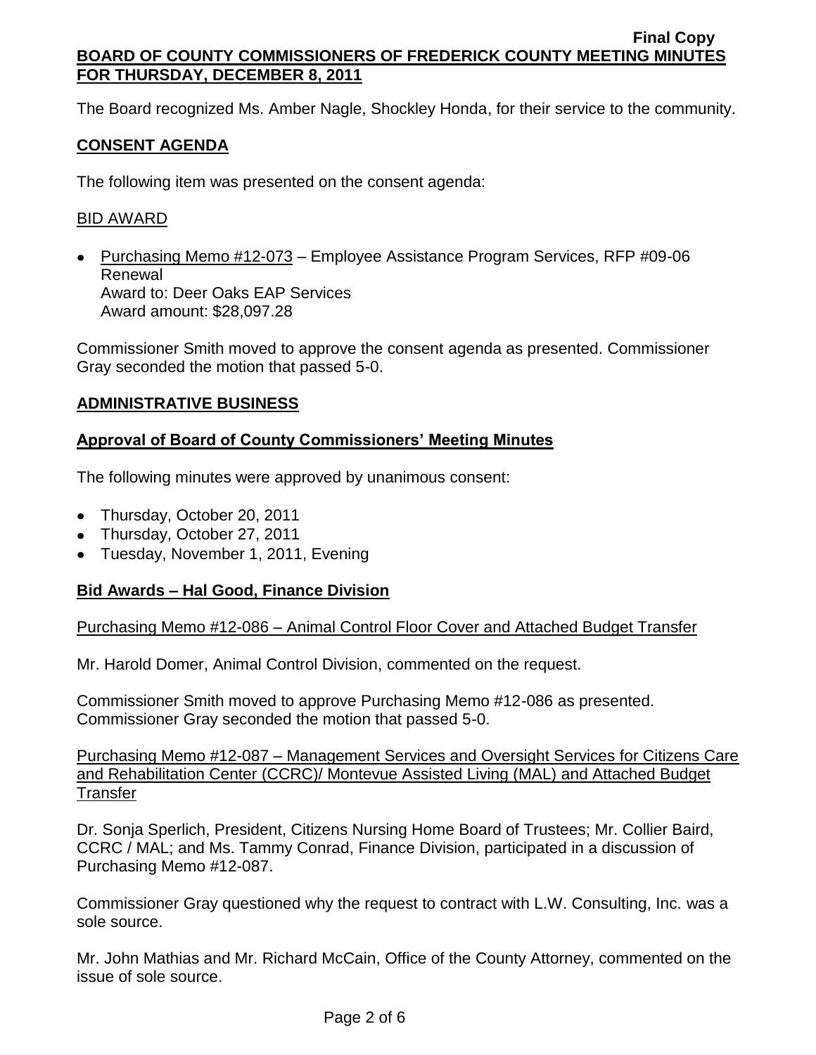The Board recognized Ms. Amber Nagle, Shockley Honda, for their service to the community.

## CONSENT AGENDA

The following item was presented on the consent agenda:

### BID AWARD

- Purchasing Memo #12-073 – Employee Assistance Program Services, RFP #09-06 Renewal
  Award to: Deer Oaks EAP Services
  Award amount: $28,097.28

Commissioner Smith moved to approve the consent agenda as presented. Commissioner Gray seconded the motion that passed 5-0.

## ADMINISTRATIVE BUSINESS

### Approval of Board of County Commissioners' Meeting Minutes

The following minutes were approved by unanimous consent:

- Thursday, October 20, 2011
- Thursday, October 27, 2011
- Tuesday, November 1, 2011, Evening

### Bid Awards – Hal Good, Finance Division

Purchasing Memo #12-086 – Animal Control Floor Cover and Attached Budget Transfer

Mr. Harold Domer, Animal Control Division, commented on the request.

Commissioner Smith moved to approve Purchasing Memo #12-086 as presented. Commissioner Gray seconded the motion that passed 5-0.

Purchasing Memo #12-087 – Management Services and Oversight Services for Citizens Care and Rehabilitation Center (CCRC)/ Montevue Assisted Living (MAL) and Attached Budget Transfer

Dr. Sonja Sperlich, President, Citizens Nursing Home Board of Trustees; Mr. Collier Baird, CCRC / MAL; and Ms. Tammy Conrad, Finance Division, participated in a discussion of Purchasing Memo #12-087.

Commissioner Gray questioned why the request to contract with L.W. Consulting, Inc. was a sole source.

Mr. John Mathias and Mr. Richard McCain, Office of the County Attorney, commented on the issue of sole source.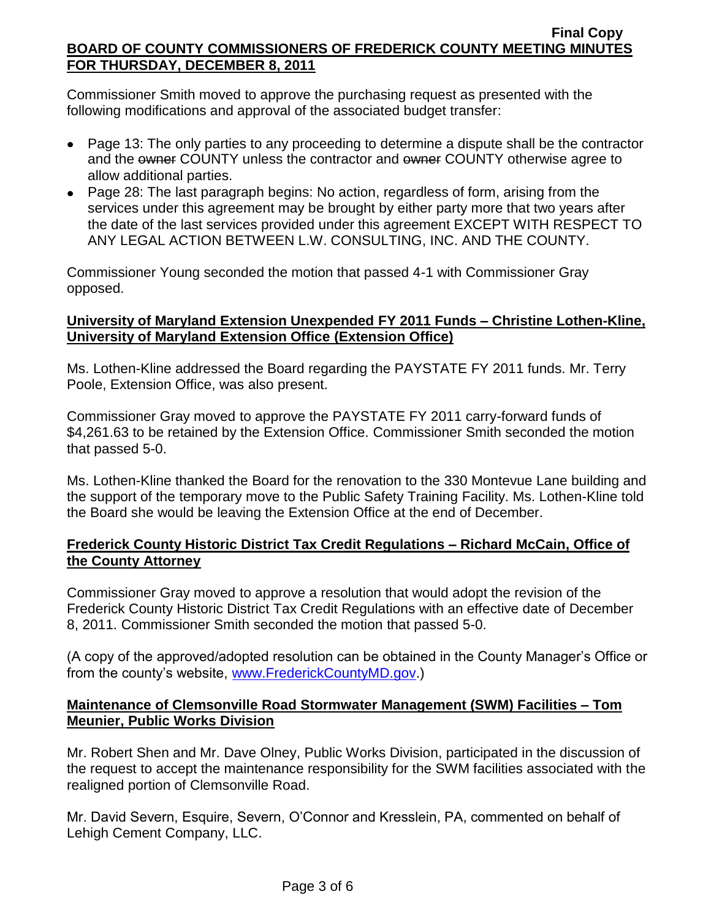Commissioner Smith moved to approve the purchasing request as presented with the following modifications and approval of the associated budget transfer:

- Page 13: The only parties to any proceeding to determine a dispute shall be the contractor and the ~~owner~~ COUNTY unless the contractor and ~~owner~~ COUNTY otherwise agree to allow additional parties.
- Page 28: The last paragraph begins: No action, regardless of form, arising from the services under this agreement may be brought by either party more that two years after the date of the last services provided under this agreement EXCEPT WITH RESPECT TO ANY LEGAL ACTION BETWEEN L.W. CONSULTING, INC. AND THE COUNTY.

Commissioner Young seconded the motion that passed 4-1 with Commissioner Gray opposed.

**University of Maryland Extension Unexpended FY 2011 Funds – Christine Lothen-Kline, University of Maryland Extension Office (Extension Office)**

Ms. Lothen-Kline addressed the Board regarding the PAYSTATE FY 2011 funds. Mr. Terry Poole, Extension Office, was also present.

Commissioner Gray moved to approve the PAYSTATE FY 2011 carry-forward funds of $4,261.63 to be retained by the Extension Office. Commissioner Smith seconded the motion that passed 5-0.

Ms. Lothen-Kline thanked the Board for the renovation to the 330 Montevue Lane building and the support of the temporary move to the Public Safety Training Facility. Ms. Lothen-Kline told the Board she would be leaving the Extension Office at the end of December.

**Frederick County Historic District Tax Credit Regulations – Richard McCain, Office of the County Attorney**

Commissioner Gray moved to approve a resolution that would adopt the revision of the Frederick County Historic District Tax Credit Regulations with an effective date of December 8, 2011. Commissioner Smith seconded the motion that passed 5-0.

(A copy of the approved/adopted resolution can be obtained in the County Manager's Office or from the county's website, www.FrederickCountyMD.gov.)

**Maintenance of Clemsonville Road Stormwater Management (SWM) Facilities – Tom Meunier, Public Works Division**

Mr. Robert Shen and Mr. Dave Olney, Public Works Division, participated in the discussion of the request to accept the maintenance responsibility for the SWM facilities associated with the realigned portion of Clemsonville Road.

Mr. David Severn, Esquire, Severn, O'Connor and Kresslein, PA, commented on behalf of Lehigh Cement Company, LLC.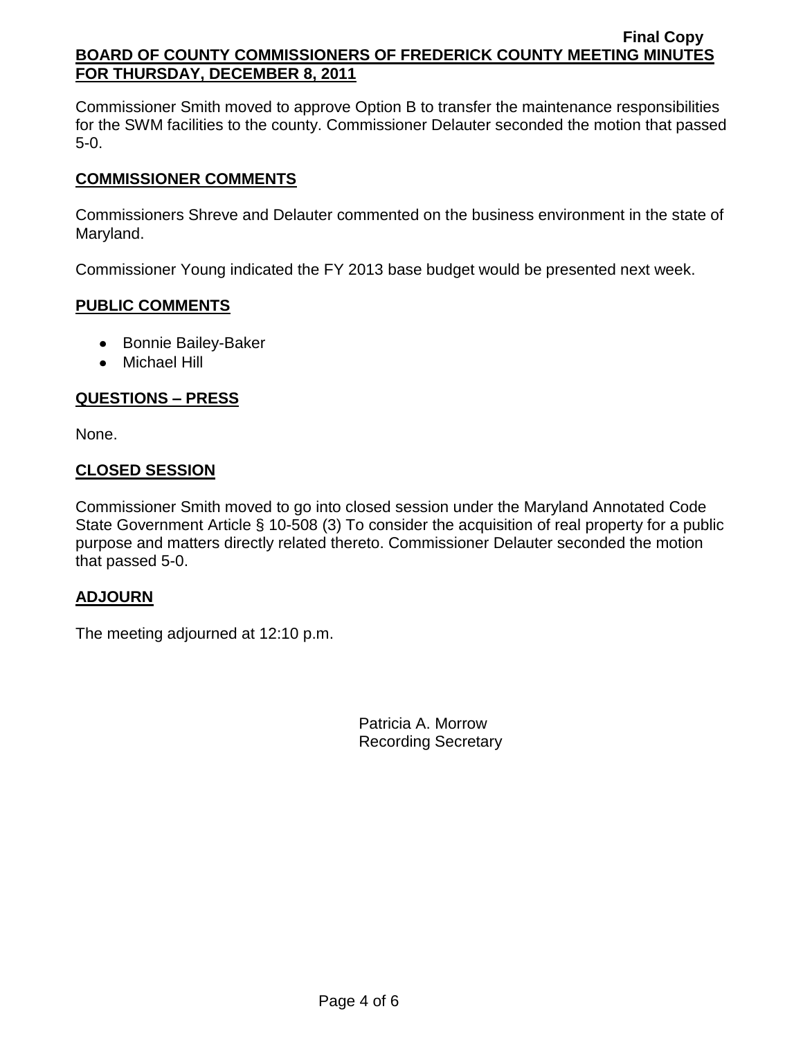Commissioner Smith moved to approve Option B to transfer the maintenance responsibilities for the SWM facilities to the county. Commissioner Delauter seconded the motion that passed 5-0.

## COMMISSIONER COMMENTS

Commissioners Shreve and Delauter commented on the business environment in the state of Maryland.

Commissioner Young indicated the FY 2013 base budget would be presented next week.

## PUBLIC COMMENTS

- Bonnie Bailey-Baker
- Michael Hill

## QUESTIONS – PRESS

None.

## CLOSED SESSION

Commissioner Smith moved to go into closed session under the Maryland Annotated Code State Government Article § 10-508 (3) To consider the acquisition of real property for a public purpose and matters directly related thereto. Commissioner Delauter seconded the motion that passed 5-0.

## ADJOURN

The meeting adjourned at 12:10 p.m.

Patricia A. Morrow
Recording Secretary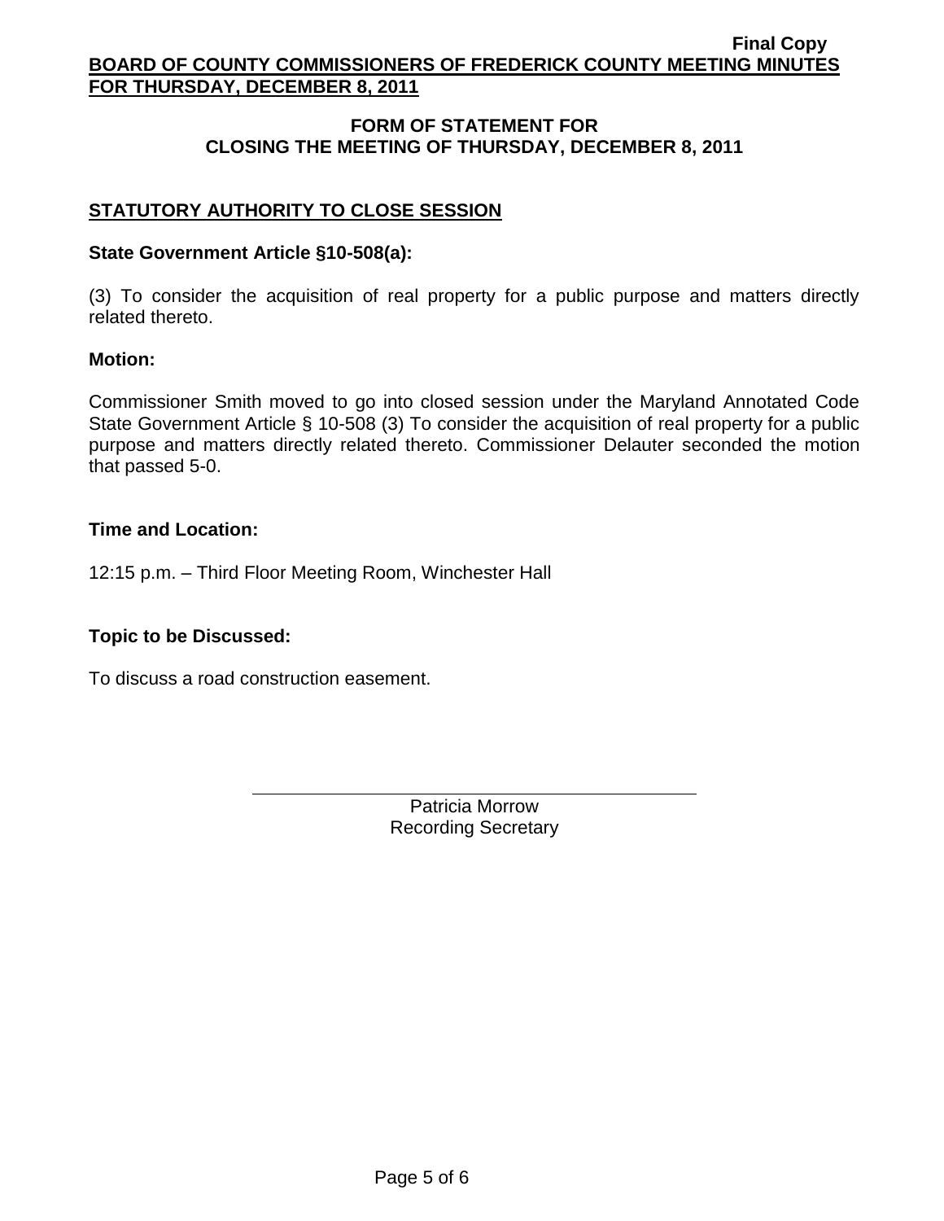## FORM OF STATEMENT FOR CLOSING THE MEETING OF THURSDAY, DECEMBER 8, 2011

### STATUTORY AUTHORITY TO CLOSE SESSION

**State Government Article §10-508(a):**

(3) To consider the acquisition of real property for a public purpose and matters directly related thereto.

**Motion:**

Commissioner Smith moved to go into closed session under the Maryland Annotated Code State Government Article § 10-508 (3) To consider the acquisition of real property for a public purpose and matters directly related thereto. Commissioner Delauter seconded the motion that passed 5-0.

**Time and Location:**

12:15 p.m. – Third Floor Meeting Room, Winchester Hall

**Topic to be Discussed:**

To discuss a road construction easement.

Patricia Morrow
Recording Secretary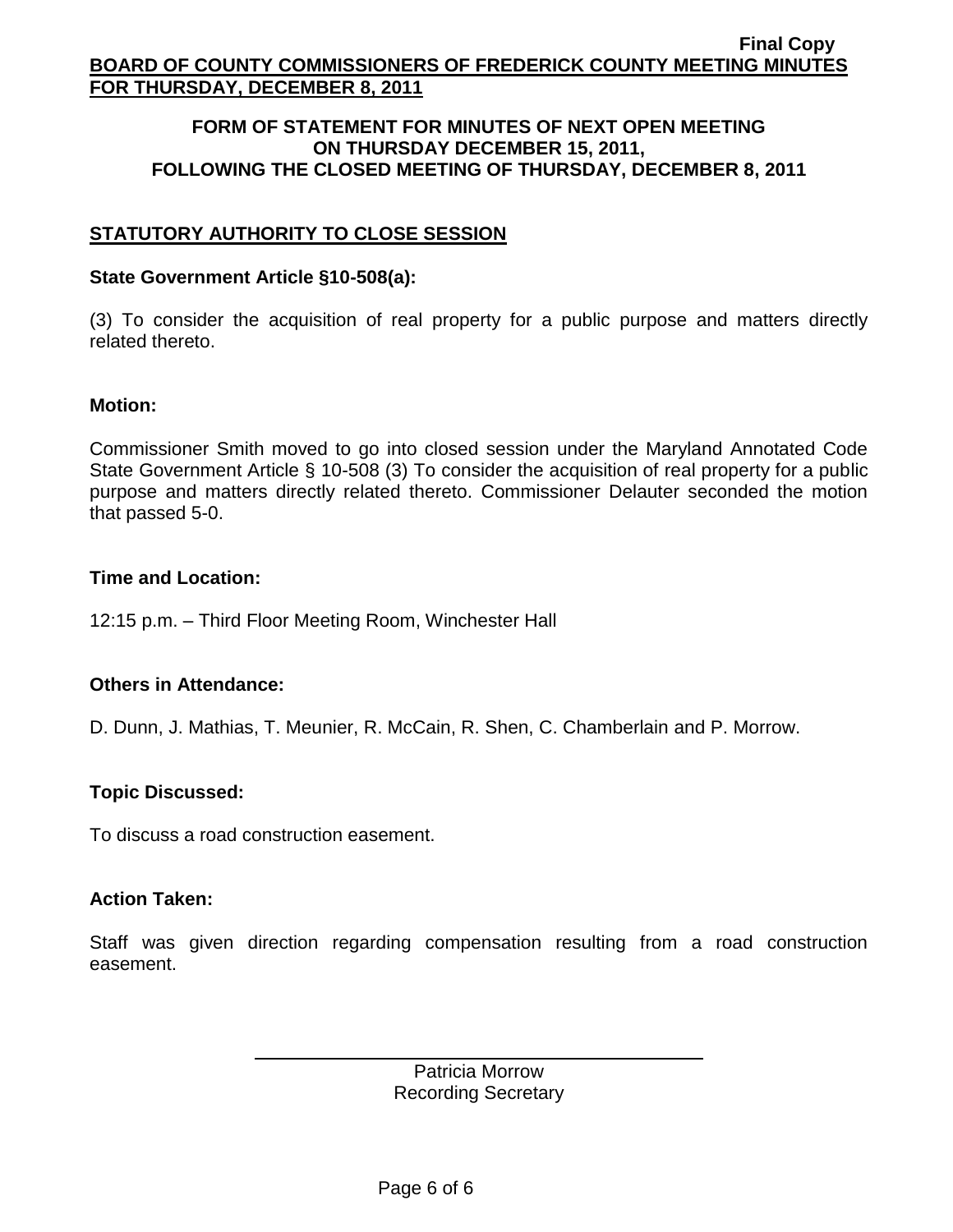**FORM OF STATEMENT FOR MINUTES OF NEXT OPEN MEETING ON THURSDAY DECEMBER 15, 2011, FOLLOWING THE CLOSED MEETING OF THURSDAY, DECEMBER 8, 2011**

## STATUTORY AUTHORITY TO CLOSE SESSION

**State Government Article §10-508(a):**

(3) To consider the acquisition of real property for a public purpose and matters directly related thereto.

**Motion:**

Commissioner Smith moved to go into closed session under the Maryland Annotated Code State Government Article § 10-508 (3) To consider the acquisition of real property for a public purpose and matters directly related thereto. Commissioner Delauter seconded the motion that passed 5-0.

**Time and Location:**

12:15 p.m. – Third Floor Meeting Room, Winchester Hall

**Others in Attendance:**

D. Dunn, J. Mathias, T. Meunier, R. McCain, R. Shen, C. Chamberlain and P. Morrow.

**Topic Discussed:**

To discuss a road construction easement.

**Action Taken:**

Staff was given direction regarding compensation resulting from a road construction easement.

Patricia Morrow
Recording Secretary